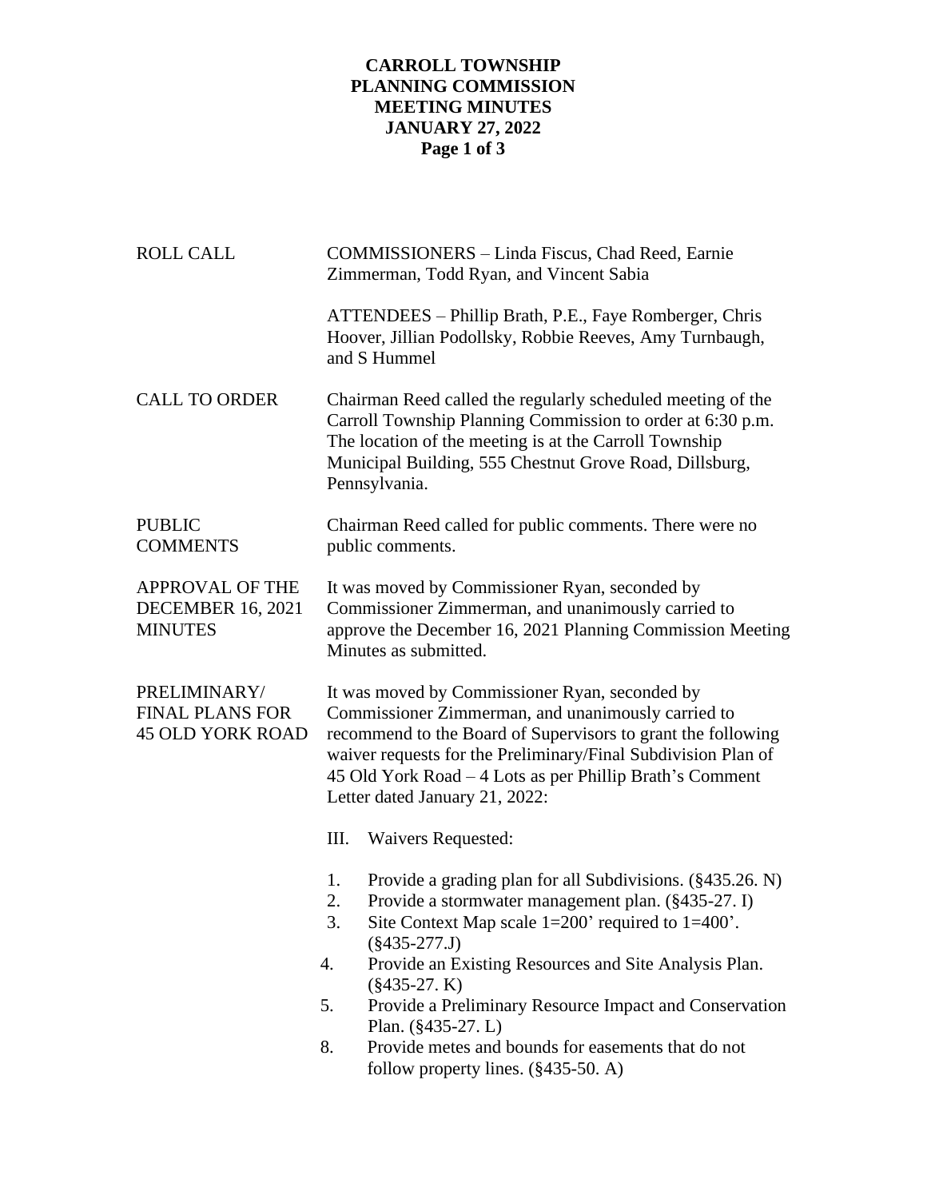# CARROLL TOWNSHIP PLANNING COMMISSION MEETING MINUTES JANUARY 27, 2022

**ROLL CALL**

COMMISSIONERS – Linda Fiscus, Chad Reed, Earnie Zimmerman, Todd Ryan, and Vincent Sabia

ATTENDEES – Phillip Brath, P.E., Faye Romberger, Chris Hoover, Jillian Podollsky, Robbie Reeves, Amy Turnbaugh, and S Hummel

**CALL TO ORDER**

Chairman Reed called the regularly scheduled meeting of the Carroll Township Planning Commission to order at 6:30 p.m. The location of the meeting is at the Carroll Township Municipal Building, 555 Chestnut Grove Road, Dillsburg, Pennsylvania.

**PUBLIC COMMENTS**

Chairman Reed called for public comments. There were no public comments.

**APPROVAL OF THE DECEMBER 16, 2021 MINUTES**

It was moved by Commissioner Ryan, seconded by Commissioner Zimmerman, and unanimously carried to approve the December 16, 2021 Planning Commission Meeting Minutes as submitted.

**PRELIMINARY/ FINAL PLANS FOR 45 OLD YORK ROAD**

It was moved by Commissioner Ryan, seconded by Commissioner Zimmerman, and unanimously carried to recommend to the Board of Supervisors to grant the following waiver requests for the Preliminary/Final Subdivision Plan of 45 Old York Road – 4 Lots as per Phillip Brath's Comment Letter dated January 21, 2022:

III. Waivers Requested:

1. Provide a grading plan for all Subdivisions. (§435.26. N)
2. Provide a stormwater management plan. (§435-27. I)
3. Site Context Map scale 1=200' required to 1=400'. (§435-277.J)
4. Provide an Existing Resources and Site Analysis Plan. (§435-27. K)
5. Provide a Preliminary Resource Impact and Conservation Plan. (§435-27. L)
8. Provide metes and bounds for easements that do not follow property lines. (§435-50. A)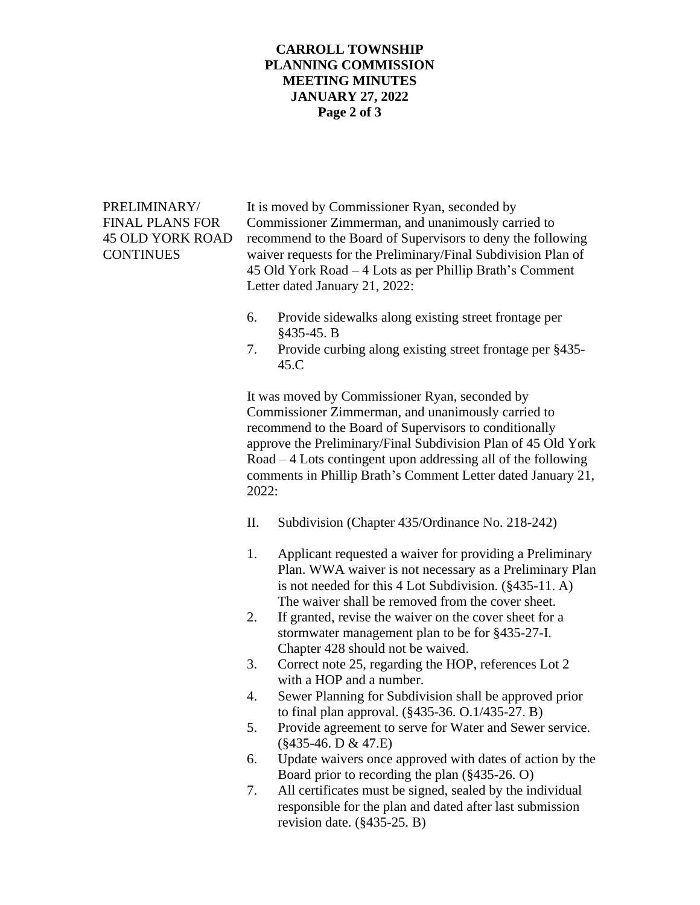PRELIMINARY/ FINAL PLANS FOR 45 OLD YORK ROAD CONTINUES

It is moved by Commissioner Ryan, seconded by Commissioner Zimmerman, and unanimously carried to recommend to the Board of Supervisors to deny the following waiver requests for the Preliminary/Final Subdivision Plan of 45 Old York Road – 4 Lots as per Phillip Brath's Comment Letter dated January 21, 2022:

6. Provide sidewalks along existing street frontage per §435-45. B
7. Provide curbing along existing street frontage per §435-45.C

It was moved by Commissioner Ryan, seconded by Commissioner Zimmerman, and unanimously carried to recommend to the Board of Supervisors to conditionally approve the Preliminary/Final Subdivision Plan of 45 Old York Road – 4 Lots contingent upon addressing all of the following comments in Phillip Brath's Comment Letter dated January 21, 2022:

II. Subdivision (Chapter 435/Ordinance No. 218-242)

1. Applicant requested a waiver for providing a Preliminary Plan. WWA waiver is not necessary as a Preliminary Plan is not needed for this 4 Lot Subdivision. (§435-11. A) The waiver shall be removed from the cover sheet.
2. If granted, revise the waiver on the cover sheet for a stormwater management plan to be for §435-27-I. Chapter 428 should not be waived.
3. Correct note 25, regarding the HOP, references Lot 2 with a HOP and a number.
4. Sewer Planning for Subdivision shall be approved prior to final plan approval. (§435-36. O.1/435-27. B)
5. Provide agreement to serve for Water and Sewer service. (§435-46. D & 47.E)
6. Update waivers once approved with dates of action by the Board prior to recording the plan (§435-26. O)
7. All certificates must be signed, sealed by the individual responsible for the plan and dated after last submission revision date. (§435-25. B)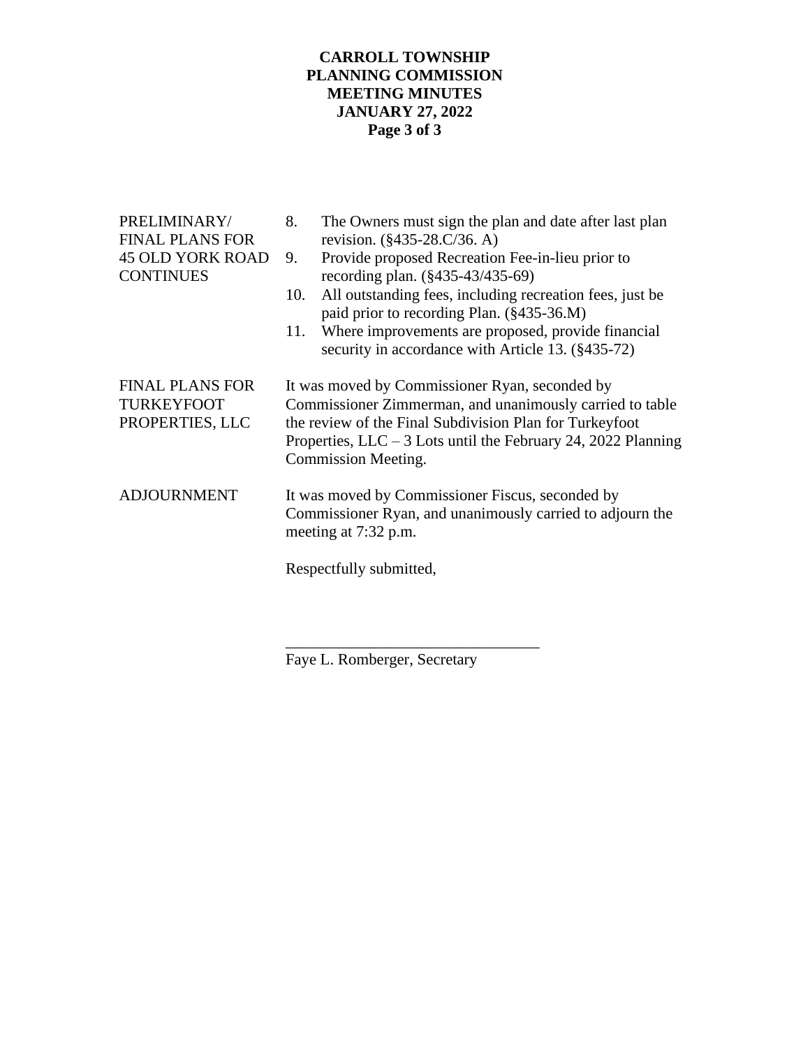**PRELIMINARY/ FINAL PLANS FOR 45 OLD YORK ROAD CONTINUES**

8. The Owners must sign the plan and date after last plan revision. (§435-28.C/36. A)
9. Provide proposed Recreation Fee-in-lieu prior to recording plan. (§435-43/435-69)
10. All outstanding fees, including recreation fees, just be paid prior to recording Plan. (§435-36.M)
11. Where improvements are proposed, provide financial security in accordance with Article 13. (§435-72)

**FINAL PLANS FOR TURKEYFOOT PROPERTIES, LLC**

It was moved by Commissioner Ryan, seconded by Commissioner Zimmerman, and unanimously carried to table the review of the Final Subdivision Plan for Turkeyfoot Properties, LLC – 3 Lots until the February 24, 2022 Planning Commission Meeting.

**ADJOURNMENT**

It was moved by Commissioner Fiscus, seconded by Commissioner Ryan, and unanimously carried to adjourn the meeting at 7:32 p.m.

Respectfully submitted,

\_\_\_\_\_\_\_\_\_\_\_\_\_\_\_\_\_\_\_\_\_\_\_\_\_\_\_\_\_\_\_\_

Faye L. Romberger, Secretary